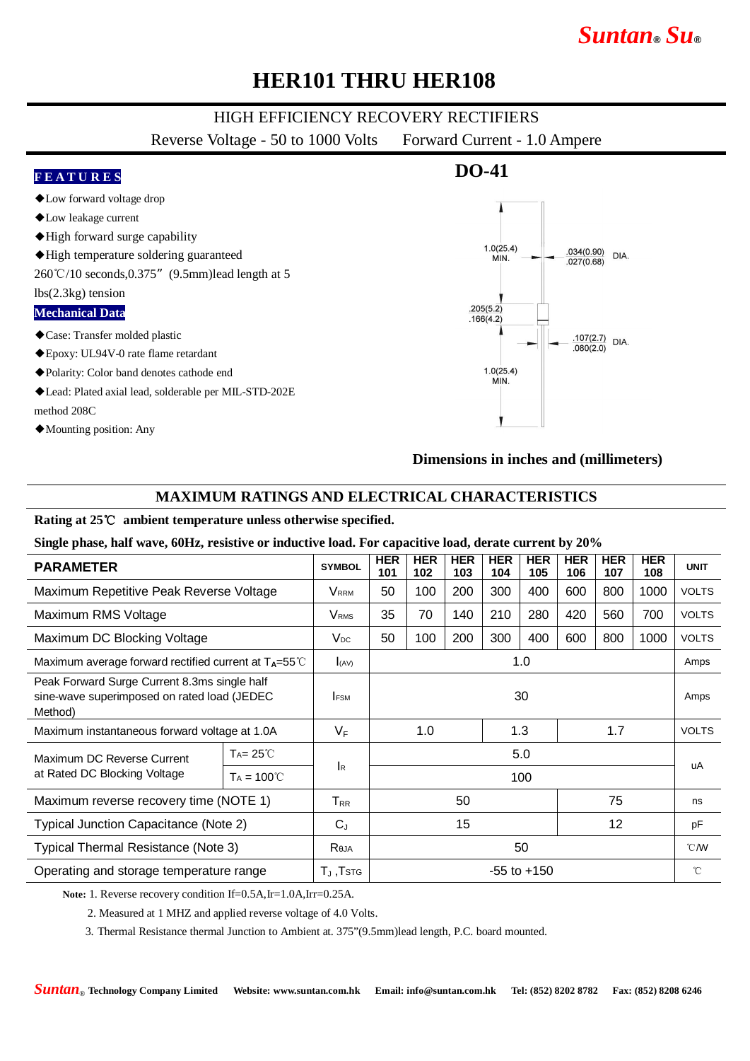# HER101 THRU HER108

## HIGH EFFICIENCY RECOVERY RECTIFIERS

Reverse Voltage - 50 to 1000 Volts    Forward Current - 1.0 Ampere

### FEATURES

◆Low forward voltage drop

◆Low leakage current

◆High forward surge capability

◆High temperature soldering guaranteed 260℃/10 seconds,0.375"（9.5mm)lead length at 5 lbs(2.3kg) tension

### Mechanical Data

◆Case: Transfer molded plastic

◆Epoxy: UL94V-0 rate flame retardant

◆Polarity: Color band denotes cathode end

◆Lead: Plated axial lead, solderable per MIL-STD-202E method 208C

◆Mounting position: Any

### DO-41

1.0(25.4) MIN.

.034(0.90) .027(0.68) DIA.

.205(5.2) .166(4.2)

.107(2.7) .080(2.0) DIA.

1.0(25.4) MIN.

**Dimensions in inches and (millimeters)**

## MAXIMUM RATINGS AND ELECTRICAL CHARACTERISTICS

**Rating at 25℃ ambient temperature unless otherwise specified.**

**Single phase, half wave, 60Hz, resistive or inductive load. For capacitive load, derate current by 20%**

| PARAMETER | | SYMBOL | HER 101 | HER 102 | HER 103 | HER 104 | HER 105 | HER 106 | HER 107 | HER 108 | UNIT |
|---|---|---|---|---|---|---|---|---|---|---|---|
| Maximum Repetitive Peak Reverse Voltage | | $V_{RRM}$ | 50 | 100 | 200 | 300 | 400 | 600 | 800 | 1000 | VOLTS |
| Maximum RMS Voltage | | $V_{RMS}$ | 35 | 70 | 140 | 210 | 280 | 420 | 560 | 700 | VOLTS |
| Maximum DC Blocking Voltage | | $V_{DC}$ | 50 | 100 | 200 | 300 | 400 | 600 | 800 | 1000 | VOLTS |
| Maximum average forward rectified current at $T_A$=55℃ | | $I_{(AV)}$ | 1.0 | | | | | | | | Amps |
| Peak Forward Surge Current 8.3ms single half sine-wave superimposed on rated load (JEDEC Method) | | $I_{FSM}$ | 30 | | | | | | | | Amps |
| Maximum instantaneous forward voltage at 1.0A | | $V_F$ | 1.0 | | | 1.3 | | 1.7 | | | VOLTS |
| Maximum DC Reverse Current at Rated DC Blocking Voltage | $T_A$= 25℃ | $I_R$ | 5.0 | | | | | | | | uA |
| | $T_A$ = 100℃ | | 100 | | | | | | | | |
| Maximum reverse recovery time (NOTE 1) | | $T_{RR}$ | 50 | | | | | 75 | | | ns |
| Typical Junction Capacitance (Note 2) | | $C_J$ | 15 | | | | | 12 | | | pF |
| Typical Thermal Resistance (Note 3) | | $R_{\theta JA}$ | 50 | | | | | | | | ℃/W |
| Operating and storage temperature range | | $T_J$ ,$T_{STG}$ | -55 to +150 | | | | | | | | ℃ |

**Note:** 1. Reverse recovery condition If=0.5A,Ir=1.0A,Irr=0.25A.

2. Measured at 1 MHZ and applied reverse voltage of 4.0 Volts.

3. Thermal Resistance thermal Junction to Ambient at. 375"(9.5mm)lead length, P.C. board mounted.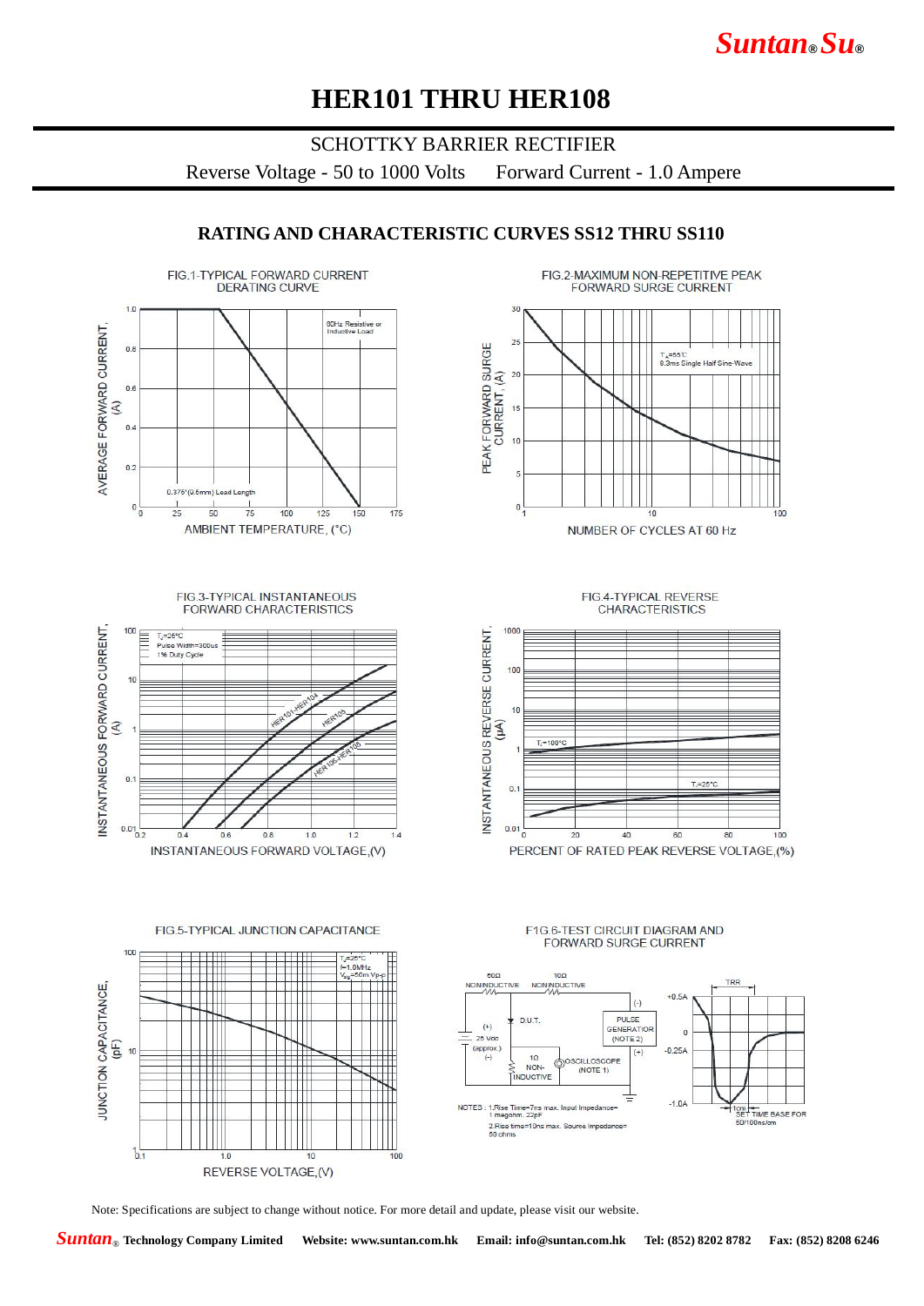# HER101 THRU HER108

SCHOTTKY BARRIER RECTIFIER

Reverse Voltage - 50 to 1000 Volts Forward Current - 1.0 Ampere

## RATING AND CHARACTERISTIC CURVES SS12 THRU SS110

FIG.1-TYPICAL FORWARD CURRENT DERATING CURVE

AVERAGE FORWARD CURRENT, (A)

1.0
0.8
0.6
0.4
0.2
0

60Hz Resistive or Inductive Load

0.375"(9.5mm) Lead Length

0 25 50 75 100 125 150 175

AMBIENT TEMPERATURE, (°C)

FIG.2-MAXIMUM NON-REPETITIVE PEAK FORWARD SURGE CURRENT

PEAK FORWARD SURGE CURRENT, (A)

30
25
20
15
10
5
0

$T_A$=55°C
8.3ms Single Half Sine-Wave

1 10 100

NUMBER OF CYCLES AT 60 Hz

FIG.3-TYPICAL INSTANTANEOUS FORWARD CHARACTERISTICS

INSTANTANEOUS FORWARD CURRENT, (A)

100
10
1
0.1
0.01

$T_J$=25°C
Pulse Width=300us
1% Duty Cycle

HER101-HER104
HER105
HER106-HER108

0.2 0.4 0.6 0.8 1.0 1.2 1.4

INSTANTANEOUS FORWARD VOLTAGE,(V)

FIG.4-TYPICAL REVERSE CHARACTERISTICS

INSTANTANEOUS REVERSE CURRENT, (μA)

1000
100
10
1
0.1
0.01

$T_J$=100°C

$T_J$=25°C

0 20 40 60 80 100

PERCENT OF RATED PEAK REVERSE VOLTAGE,(%)

FIG.5-TYPICAL JUNCTION CAPACITANCE

JUNCTION CAPACITANCE, (pF)

100
10
1

$T_J$=25°C
f=1.0MHz
$V_{sig}$=50m Vp-p

0.1 1.0 10 100

REVERSE VOLTAGE,(V)

FIG.6-TEST CIRCUIT DIAGRAM AND FORWARD SURGE CURRENT

50Ω NONINDUCTIVE
10Ω NONINDUCTIVE
D.U.T.
(+) 25 Vdc (approx.) (-)
1Ω NON-INDUCTIVE
PULSE GENERATOR (NOTE 2)
OSCILLOSCOPE (NOTE 1)
(-)
(+)

TRR
+0.5A
0
-0.25A
-1.0A
1cm
SET TIME BASE FOR 50/100ns/cm

NOTES : 1.Rise Time=7ns max. Input Impedance= 1 megohm. 22pF
2.Rise time=10ns max. Source Impedance= 50 ohms

Note: Specifications are subject to change without notice. For more detail and update, please visit our website.

Suntan® Technology Company Limited Website: www.suntan.com.hk Email: info@suntan.com.hk Tel: (852) 8202 8782 Fax: (852) 8208 6246